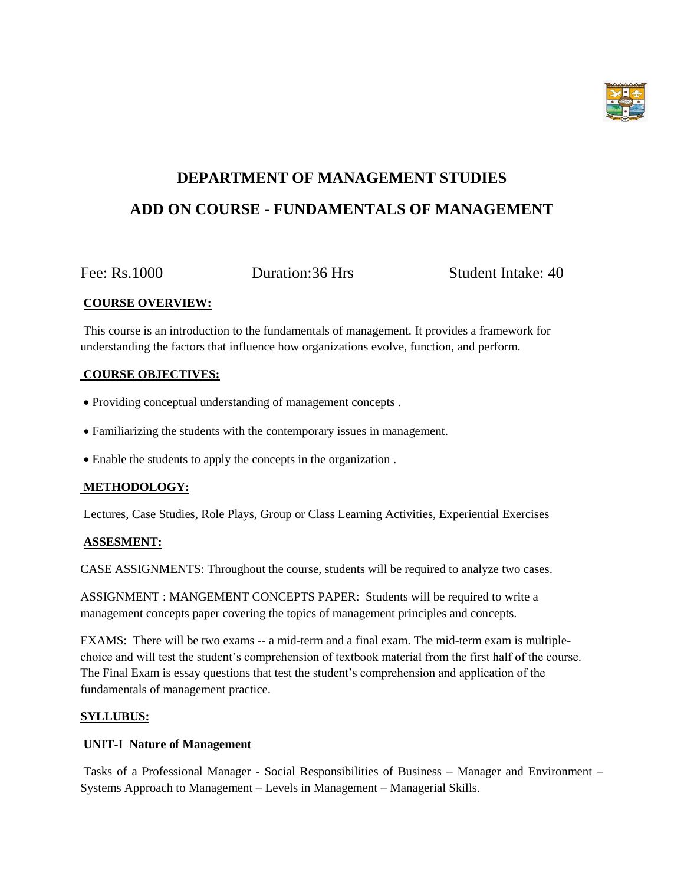# DEPARTMENT OF MANAGEMENT STUDIES

## ADD ON COURSE - FUNDAMENTALS OF MANAGEMENT

Fee: Rs.1000 Duration:36 Hrs Student Intake: 40

**COURSE OVERVIEW:**

This course is an introduction to the fundamentals of management. It provides a framework for understanding the factors that influence how organizations evolve, function, and perform.

**COURSE OBJECTIVES:**

- Providing conceptual understanding of management concepts .
- Familiarizing the students with the contemporary issues in management.
- Enable the students to apply the concepts in the organization .

**METHODOLOGY:**

Lectures, Case Studies, Role Plays, Group or Class Learning Activities, Experiential Exercises

**ASSESMENT:**

CASE ASSIGNMENTS: Throughout the course, students will be required to analyze two cases.

ASSIGNMENT : MANGEMENT CONCEPTS PAPER: Students will be required to write a management concepts paper covering the topics of management principles and concepts.

EXAMS: There will be two exams -- a mid-term and a final exam. The mid-term exam is multiple-choice and will test the student's comprehension of textbook material from the first half of the course. The Final Exam is essay questions that test the student's comprehension and application of the fundamentals of management practice.

**SYLLUBUS:**

**UNIT-I Nature of Management**

Tasks of a Professional Manager - Social Responsibilities of Business – Manager and Environment – Systems Approach to Management – Levels in Management – Managerial Skills.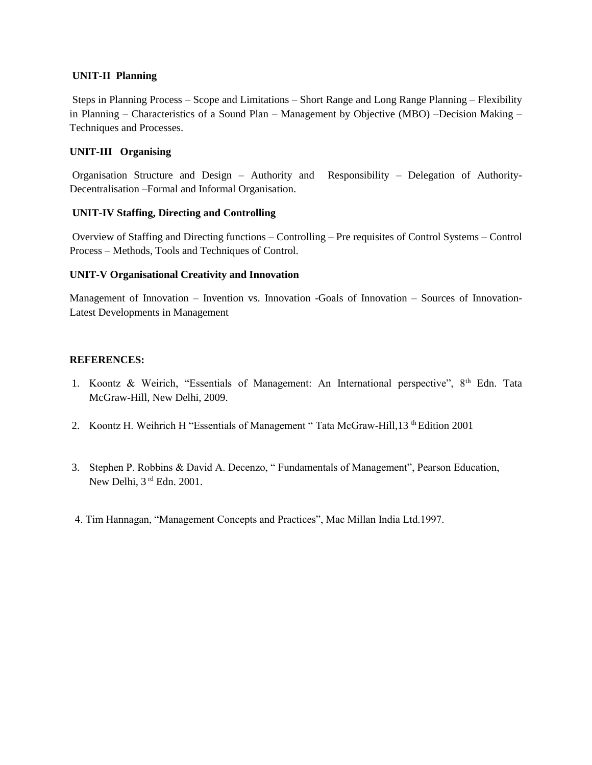**UNIT-II Planning**

Steps in Planning Process – Scope and Limitations – Short Range and Long Range Planning – Flexibility in Planning – Characteristics of a Sound Plan – Management by Objective (MBO) –Decision Making – Techniques and Processes.

**UNIT-III Organising**

Organisation Structure and Design – Authority and Responsibility – Delegation of Authority- Decentralisation –Formal and Informal Organisation.

**UNIT-IV Staffing, Directing and Controlling**

Overview of Staffing and Directing functions – Controlling – Pre requisites of Control Systems – Control Process – Methods, Tools and Techniques of Control.

**UNIT-V Organisational Creativity and Innovation**

Management of Innovation – Invention vs. Innovation -Goals of Innovation – Sources of Innovation- Latest Developments in Management

**REFERENCES:**

1. Koontz & Weirich, "Essentials of Management: An International perspective", 8th Edn. Tata McGraw-Hill, New Delhi, 2009.
2. Koontz H. Weihrich H "Essentials of Management " Tata McGraw-Hill,13 th Edition 2001
3. Stephen P. Robbins & David A. Decenzo, " Fundamentals of Management", Pearson Education, New Delhi, 3 rd Edn. 2001.
4. Tim Hannagan, "Management Concepts and Practices", Mac Millan India Ltd.1997.